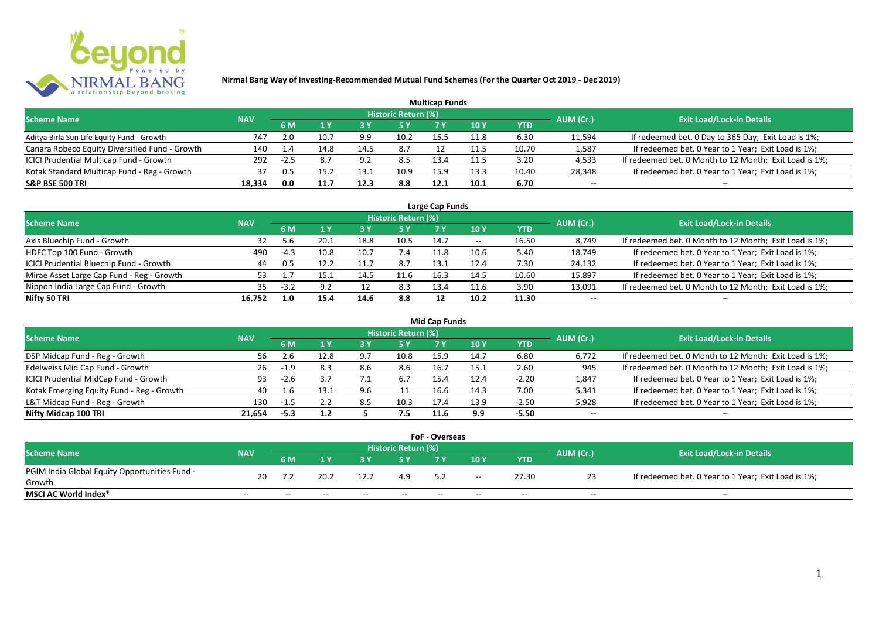# Nirmal Bang Way of Investing-Recommended Mutual Fund Schemes (For the Quarter Oct 2019 - Dec 2019)

## Multicap Funds

| Scheme Name | NAV | Historic Return (%) | | | | | | | AUM (Cr.) | Exit Load/Lock-in Details |
|---|---|---|---|---|---|---|---|---|---|---|
| | | 6 M | 1 Y | 3 Y | 5 Y | 7 Y | 10 Y | YTD | | |
| Aditya Birla Sun Life Equity Fund - Growth | 747 | 2.0 | 10.7 | 9.9 | 10.2 | 15.5 | 11.8 | 6.30 | 11,594 | If redeemed bet. 0 Day to 365 Day; Exit Load is 1%; |
| Canara Robeco Equity Diversified Fund - Growth | 140 | 1.4 | 14.8 | 14.5 | 8.7 | 12 | 11.5 | 10.70 | 1,587 | If redeemed bet. 0 Year to 1 Year; Exit Load is 1%; |
| ICICI Prudential Multicap Fund - Growth | 292 | -2.5 | 8.7 | 9.2 | 8.5 | 13.4 | 11.5 | 3.20 | 4,533 | If redeemed bet. 0 Month to 12 Month; Exit Load is 1%; |
| Kotak Standard Multicap Fund - Reg - Growth | 37 | 0.5 | 15.2 | 13.1 | 10.9 | 15.9 | 13.3 | 10.40 | 28,348 | If redeemed bet. 0 Year to 1 Year; Exit Load is 1%; |
| **S&P BSE 500 TRI** | **18,334** | **0.0** | **11.7** | **12.3** | **8.8** | **12.1** | **10.1** | **6.70** | -- | -- |

## Large Cap Funds

| Scheme Name | NAV | Historic Return (%) | | | | | | | AUM (Cr.) | Exit Load/Lock-in Details |
|---|---|---|---|---|---|---|---|---|---|---|
| | | 6 M | 1 Y | 3 Y | 5 Y | 7 Y | 10 Y | YTD | | |
| Axis Bluechip Fund - Growth | 32 | 5.6 | 20.1 | 18.8 | 10.5 | 14.7 | -- | 16.50 | 8,749 | If redeemed bet. 0 Month to 12 Month; Exit Load is 1%; |
| HDFC Top 100 Fund - Growth | 490 | -4.3 | 10.8 | 10.7 | 7.4 | 11.8 | 10.6 | 5.40 | 18,749 | If redeemed bet. 0 Year to 1 Year; Exit Load is 1%; |
| ICICI Prudential Bluechip Fund - Growth | 44 | 0.5 | 12.2 | 11.7 | 8.7 | 13.1 | 12.4 | 7.30 | 24,132 | If redeemed bet. 0 Year to 1 Year; Exit Load is 1%; |
| Mirae Asset Large Cap Fund - Reg - Growth | 53 | 1.7 | 15.1 | 14.5 | 11.6 | 16.3 | 14.5 | 10.60 | 15,897 | If redeemed bet. 0 Year to 1 Year; Exit Load is 1%; |
| Nippon India Large Cap Fund - Growth | 35 | -3.2 | 9.2 | 12 | 8.3 | 13.4 | 11.6 | 3.90 | 13,091 | If redeemed bet. 0 Month to 12 Month; Exit Load is 1%; |
| **Nifty 50 TRI** | **16,752** | **1.0** | **15.4** | **14.6** | **8.8** | **12** | **10.2** | **11.30** | -- | -- |

## Mid Cap Funds

| Scheme Name | NAV | Historic Return (%) | | | | | | | AUM (Cr.) | Exit Load/Lock-in Details |
|---|---|---|---|---|---|---|---|---|---|---|
| | | 6 M | 1 Y | 3 Y | 5 Y | 7 Y | 10 Y | YTD | | |
| DSP Midcap Fund - Reg - Growth | 56 | 2.6 | 12.8 | 9.7 | 10.8 | 15.9 | 14.7 | 6.80 | 6,772 | If redeemed bet. 0 Month to 12 Month; Exit Load is 1%; |
| Edelweiss Mid Cap Fund - Growth | 26 | -1.9 | 8.3 | 8.6 | 8.6 | 16.7 | 15.1 | 2.60 | 945 | If redeemed bet. 0 Month to 12 Month; Exit Load is 1%; |
| ICICI Prudential MidCap Fund - Growth | 93 | -2.6 | 3.7 | 7.1 | 6.7 | 15.4 | 12.4 | -2.20 | 1,847 | If redeemed bet. 0 Year to 1 Year; Exit Load is 1%; |
| Kotak Emerging Equity Fund - Reg - Growth | 40 | 1.6 | 13.1 | 9.6 | 11 | 16.6 | 14.3 | 7.00 | 5,341 | If redeemed bet. 0 Year to 1 Year; Exit Load is 1%; |
| L&T Midcap Fund - Reg - Growth | 130 | -1.5 | 2.2 | 8.5 | 10.3 | 17.4 | 13.9 | -2.50 | 5,928 | If redeemed bet. 0 Year to 1 Year; Exit Load is 1%; |
| **Nifty Midcap 100 TRI** | **21,654** | **-5.3** | **1.2** | **5** | **7.5** | **11.6** | **9.9** | **-5.50** | -- | -- |

## FoF - Overseas

| Scheme Name | NAV | Historic Return (%) | | | | | | | AUM (Cr.) | Exit Load/Lock-in Details |
|---|---|---|---|---|---|---|---|---|---|---|
| | | 6 M | 1 Y | 3 Y | 5 Y | 7 Y | 10 Y | YTD | | |
| PGIM India Global Equity Opportunities Fund - Growth | 20 | 7.2 | 20.2 | 12.7 | 4.9 | 5.2 | -- | 27.30 | 23 | If redeemed bet. 0 Year to 1 Year; Exit Load is 1%; |
| **MSCI AC World Index*** | -- | -- | -- | -- | -- | -- | -- | -- | -- | -- |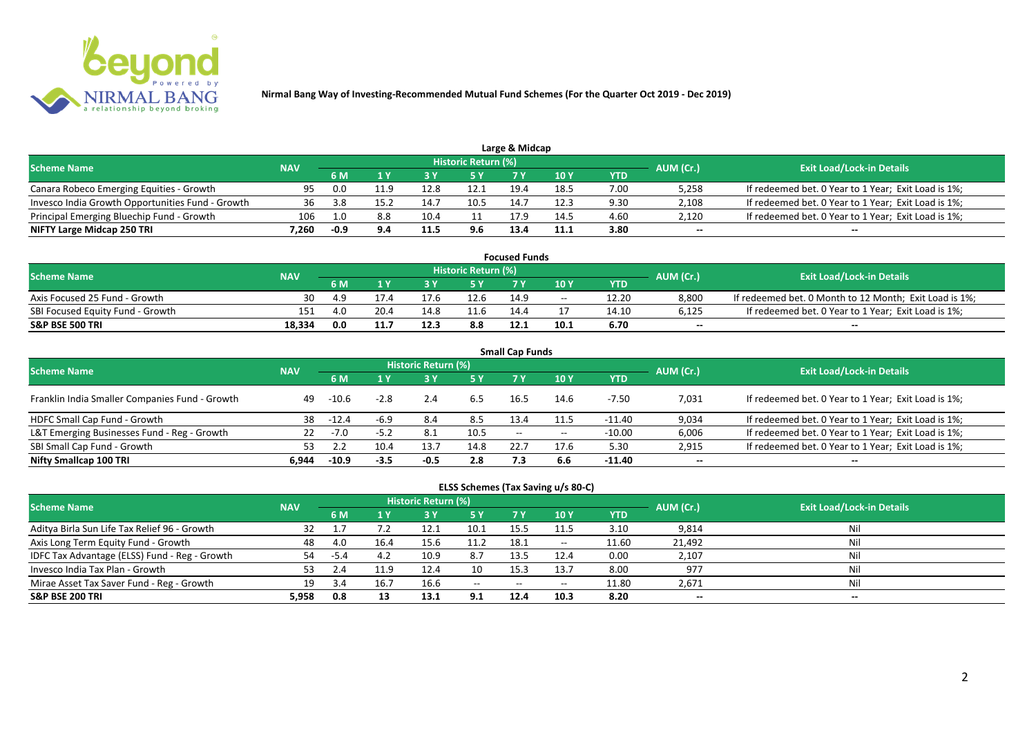**Nirmal Bang Way of Investing-Recommended Mutual Fund Schemes (For the Quarter Oct 2019 - Dec 2019)**

## Large & Midcap

| Scheme Name | NAV | Historic Return (%) | | | | | | | AUM (Cr.) | Exit Load/Lock-in Details |
|---|---|---|---|---|---|---|---|---|---|---|
| | | 6 M | 1 Y | 3 Y | 5 Y | 7 Y | 10 Y | YTD | | |
| Canara Robeco Emerging Equities - Growth | 95 | 0.0 | 11.9 | 12.8 | 12.1 | 19.4 | 18.5 | 7.00 | 5,258 | If redeemed bet. 0 Year to 1 Year; Exit Load is 1%; |
| Invesco India Growth Opportunities Fund - Growth | 36 | 3.8 | 15.2 | 14.7 | 10.5 | 14.7 | 12.3 | 9.30 | 2,108 | If redeemed bet. 0 Year to 1 Year; Exit Load is 1%; |
| Principal Emerging Bluechip Fund - Growth | 106 | 1.0 | 8.8 | 10.4 | 11 | 17.9 | 14.5 | 4.60 | 2,120 | If redeemed bet. 0 Year to 1 Year; Exit Load is 1%; |
| **NIFTY Large Midcap 250 TRI** | **7,260** | **-0.9** | **9.4** | **11.5** | **9.6** | **13.4** | **11.1** | **3.80** | **--** | **--** |

## Focused Funds

| Scheme Name | NAV | Historic Return (%) | | | | | | | AUM (Cr.) | Exit Load/Lock-in Details |
|---|---|---|---|---|---|---|---|---|---|---|
| | | 6 M | 1 Y | 3 Y | 5 Y | 7 Y | 10 Y | YTD | | |
| Axis Focused 25 Fund - Growth | 30 | 4.9 | 17.4 | 17.6 | 12.6 | 14.9 | -- | 12.20 | 8,800 | If redeemed bet. 0 Month to 12 Month; Exit Load is 1%; |
| SBI Focused Equity Fund - Growth | 151 | 4.0 | 20.4 | 14.8 | 11.6 | 14.4 | 17 | 14.10 | 6,125 | If redeemed bet. 0 Year to 1 Year; Exit Load is 1%; |
| **S&P BSE 500 TRI** | **18,334** | **0.0** | **11.7** | **12.3** | **8.8** | **12.1** | **10.1** | **6.70** | **--** | **--** |

## Small Cap Funds

| Scheme Name | NAV | Historic Return (%) | | | | | | | AUM (Cr.) | Exit Load/Lock-in Details |
|---|---|---|---|---|---|---|---|---|---|---|
| | | 6 M | 1 Y | 3 Y | 5 Y | 7 Y | 10 Y | YTD | | |
| Franklin India Smaller Companies Fund - Growth | 49 | -10.6 | -2.8 | 2.4 | 6.5 | 16.5 | 14.6 | -7.50 | 7,031 | If redeemed bet. 0 Year to 1 Year; Exit Load is 1%; |
| HDFC Small Cap Fund - Growth | 38 | -12.4 | -6.9 | 8.4 | 8.5 | 13.4 | 11.5 | -11.40 | 9,034 | If redeemed bet. 0 Year to 1 Year; Exit Load is 1%; |
| L&T Emerging Businesses Fund - Reg - Growth | 22 | -7.0 | -5.2 | 8.1 | 10.5 | -- | -- | -10.00 | 6,006 | If redeemed bet. 0 Year to 1 Year; Exit Load is 1%; |
| SBI Small Cap Fund - Growth | 53 | 2.2 | 10.4 | 13.7 | 14.8 | 22.7 | 17.6 | 5.30 | 2,915 | If redeemed bet. 0 Year to 1 Year; Exit Load is 1%; |
| **Nifty Smallcap 100 TRI** | **6,944** | **-10.9** | **-3.5** | **-0.5** | **2.8** | **7.3** | **6.6** | **-11.40** | **--** | **--** |

## ELSS Schemes (Tax Saving u/s 80-C)

| Scheme Name | NAV | Historic Return (%) | | | | | | | AUM (Cr.) | Exit Load/Lock-in Details |
|---|---|---|---|---|---|---|---|---|---|---|
| | | 6 M | 1 Y | 3 Y | 5 Y | 7 Y | 10 Y | YTD | | |
| Aditya Birla Sun Life Tax Relief 96 - Growth | 32 | 1.7 | 7.2 | 12.1 | 10.1 | 15.5 | 11.5 | 3.10 | 9,814 | Nil |
| Axis Long Term Equity Fund - Growth | 48 | 4.0 | 16.4 | 15.6 | 11.2 | 18.1 | -- | 11.60 | 21,492 | Nil |
| IDFC Tax Advantage (ELSS) Fund - Reg - Growth | 54 | -5.4 | 4.2 | 10.9 | 8.7 | 13.5 | 12.4 | 0.00 | 2,107 | Nil |
| Invesco India Tax Plan - Growth | 53 | 2.4 | 11.9 | 12.4 | 10 | 15.3 | 13.7 | 8.00 | 977 | Nil |
| Mirae Asset Tax Saver Fund - Reg - Growth | 19 | 3.4 | 16.7 | 16.6 | -- | -- | -- | 11.80 | 2,671 | Nil |
| **S&P BSE 200 TRI** | **5,958** | **0.8** | **13** | **13.1** | **9.1** | **12.4** | **10.3** | **8.20** | **--** | **--** |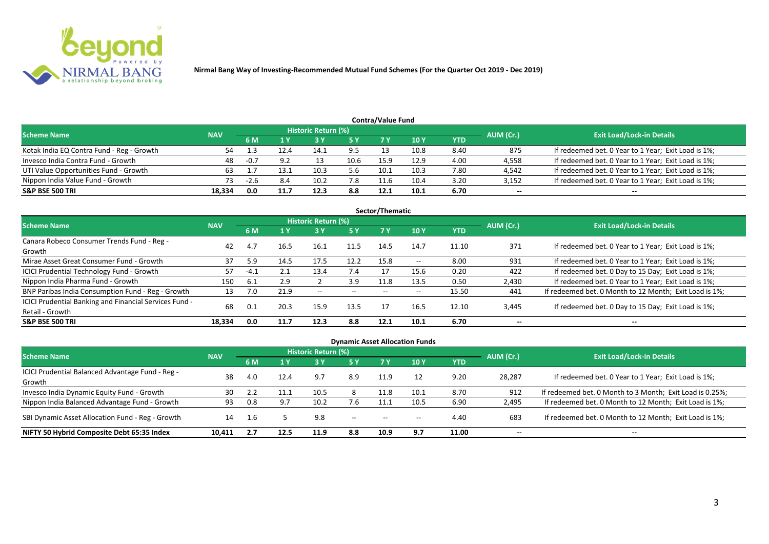**Nirmal Bang Way of Investing-Recommended Mutual Fund Schemes (For the Quarter Oct 2019 - Dec 2019)**

## Contra/Value Fund

| Scheme Name | NAV | Historic Return (%) | | | | | | | AUM (Cr.) | Exit Load/Lock-in Details |
|---|---|---|---|---|---|---|---|---|---|---|
| | | 6 M | 1 Y | 3 Y | 5 Y | 7 Y | 10 Y | YTD | | |
| Kotak India EQ Contra Fund - Reg - Growth | 54 | 1.3 | 12.4 | 14.1 | 9.5 | 13 | 10.8 | 8.40 | 875 | If redeemed bet. 0 Year to 1 Year; Exit Load is 1%; |
| Invesco India Contra Fund - Growth | 48 | -0.7 | 9.2 | 13 | 10.6 | 15.9 | 12.9 | 4.00 | 4,558 | If redeemed bet. 0 Year to 1 Year; Exit Load is 1%; |
| UTI Value Opportunities Fund - Growth | 63 | 1.7 | 13.1 | 10.3 | 5.6 | 10.1 | 10.3 | 7.80 | 4,542 | If redeemed bet. 0 Year to 1 Year; Exit Load is 1%; |
| Nippon India Value Fund - Growth | 73 | -2.6 | 8.4 | 10.2 | 7.8 | 11.6 | 10.4 | 3.20 | 3,152 | If redeemed bet. 0 Year to 1 Year; Exit Load is 1%; |
| **S&P BSE 500 TRI** | **18,334** | **0.0** | **11.7** | **12.3** | **8.8** | **12.1** | **10.1** | **6.70** | **--** | **--** |

## Sector/Thematic

| Scheme Name | NAV | Historic Return (%) | | | | | | | AUM (Cr.) | Exit Load/Lock-in Details |
|---|---|---|---|---|---|---|---|---|---|---|
| | | 6 M | 1 Y | 3 Y | 5 Y | 7 Y | 10 Y | YTD | | |
| Canara Robeco Consumer Trends Fund - Reg - Growth | 42 | 4.7 | 16.5 | 16.1 | 11.5 | 14.5 | 14.7 | 11.10 | 371 | If redeemed bet. 0 Year to 1 Year; Exit Load is 1%; |
| Mirae Asset Great Consumer Fund - Growth | 37 | 5.9 | 14.5 | 17.5 | 12.2 | 15.8 | -- | 8.00 | 931 | If redeemed bet. 0 Year to 1 Year; Exit Load is 1%; |
| ICICI Prudential Technology Fund - Growth | 57 | -4.1 | 2.1 | 13.4 | 7.4 | 17 | 15.6 | 0.20 | 422 | If redeemed bet. 0 Day to 15 Day; Exit Load is 1%; |
| Nippon India Pharma Fund - Growth | 150 | 6.1 | 2.9 | 2 | 3.9 | 11.8 | 13.5 | 0.50 | 2,430 | If redeemed bet. 0 Year to 1 Year; Exit Load is 1%; |
| BNP Paribas India Consumption Fund - Reg - Growth | 13 | 7.0 | 21.9 | -- | -- | -- | -- | 15.50 | 441 | If redeemed bet. 0 Month to 12 Month; Exit Load is 1%; |
| ICICI Prudential Banking and Financial Services Fund - Retail - Growth | 68 | 0.1 | 20.3 | 15.9 | 13.5 | 17 | 16.5 | 12.10 | 3,445 | If redeemed bet. 0 Day to 15 Day; Exit Load is 1%; |
| **S&P BSE 500 TRI** | **18,334** | **0.0** | **11.7** | **12.3** | **8.8** | **12.1** | **10.1** | **6.70** | **--** | **--** |

## Dynamic Asset Allocation Funds

| Scheme Name | NAV | Historic Return (%) | | | | | | | AUM (Cr.) | Exit Load/Lock-in Details |
|---|---|---|---|---|---|---|---|---|---|---|
| | | 6 M | 1 Y | 3 Y | 5 Y | 7 Y | 10 Y | YTD | | |
| ICICI Prudential Balanced Advantage Fund - Reg - Growth | 38 | 4.0 | 12.4 | 9.7 | 8.9 | 11.9 | 12 | 9.20 | 28,287 | If redeemed bet. 0 Year to 1 Year; Exit Load is 1%; |
| Invesco India Dynamic Equity Fund - Growth | 30 | 2.2 | 11.1 | 10.5 | 8 | 11.8 | 10.1 | 8.70 | 912 | If redeemed bet. 0 Month to 3 Month; Exit Load is 0.25%; |
| Nippon India Balanced Advantage Fund - Growth | 93 | 0.8 | 9.7 | 10.2 | 7.6 | 11.1 | 10.5 | 6.90 | 2,495 | If redeemed bet. 0 Month to 12 Month; Exit Load is 1%; |
| SBI Dynamic Asset Allocation Fund - Reg - Growth | 14 | 1.6 | 5 | 9.8 | -- | -- | -- | 4.40 | 683 | If redeemed bet. 0 Month to 12 Month; Exit Load is 1%; |
| **NIFTY 50 Hybrid Composite Debt 65:35 Index** | **10,411** | **2.7** | **12.5** | **11.9** | **8.8** | **10.9** | **9.7** | **11.00** | **--** | **--** |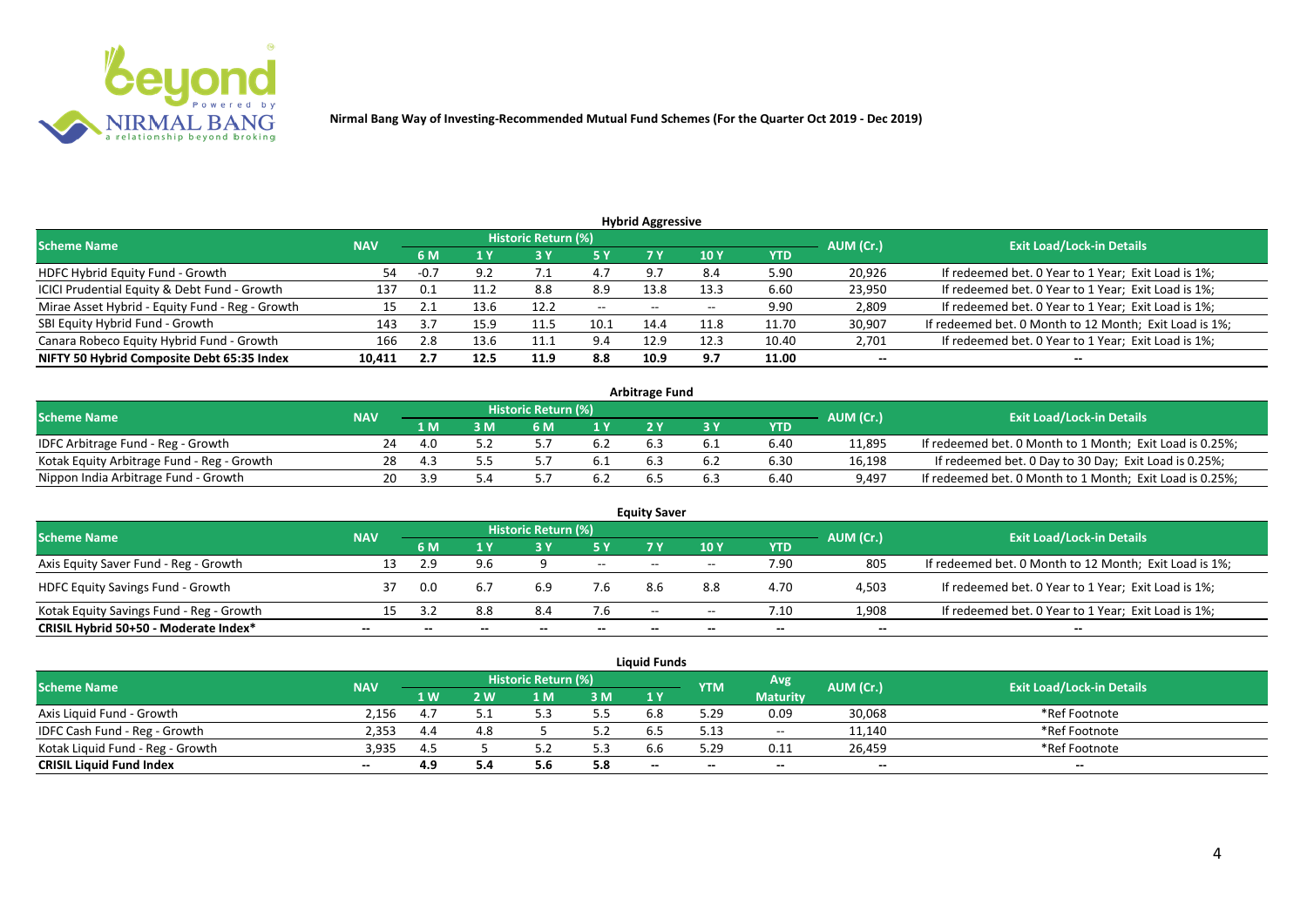Nirmal Bang Way of Investing-Recommended Mutual Fund Schemes (For the Quarter Oct 2019 - Dec 2019)

## Hybrid Aggressive

| Scheme Name | NAV | Historic Return (%) | | | | | | | AUM (Cr.) | Exit Load/Lock-in Details |
|---|---|---|---|---|---|---|---|---|---|---|
| | | 6 M | 1 Y | 3 Y | 5 Y | 7 Y | 10 Y | YTD | | |
| HDFC Hybrid Equity Fund - Growth | 54 | -0.7 | 9.2 | 7.1 | 4.7 | 9.7 | 8.4 | 5.90 | 20,926 | If redeemed bet. 0 Year to 1 Year; Exit Load is 1%; |
| ICICI Prudential Equity & Debt Fund - Growth | 137 | 0.1 | 11.2 | 8.8 | 8.9 | 13.8 | 13.3 | 6.60 | 23,950 | If redeemed bet. 0 Year to 1 Year; Exit Load is 1%; |
| Mirae Asset Hybrid - Equity Fund - Reg - Growth | 15 | 2.1 | 13.6 | 12.2 | -- | -- | -- | 9.90 | 2,809 | If redeemed bet. 0 Year to 1 Year; Exit Load is 1%; |
| SBI Equity Hybrid Fund - Growth | 143 | 3.7 | 15.9 | 11.5 | 10.1 | 14.4 | 11.8 | 11.70 | 30,907 | If redeemed bet. 0 Month to 12 Month; Exit Load is 1%; |
| Canara Robeco Equity Hybrid Fund - Growth | 166 | 2.8 | 13.6 | 11.1 | 9.4 | 12.9 | 12.3 | 10.40 | 2,701 | If redeemed bet. 0 Year to 1 Year; Exit Load is 1%; |
| **NIFTY 50 Hybrid Composite Debt 65:35 Index** | **10,411** | **2.7** | **12.5** | **11.9** | **8.8** | **10.9** | **9.7** | **11.00** | **--** | **--** |

## Arbitrage Fund

| Scheme Name | NAV | Historic Return (%) | | | | | | | AUM (Cr.) | Exit Load/Lock-in Details |
|---|---|---|---|---|---|---|---|---|---|---|
| | | 1 M | 3 M | 6 M | 1 Y | 2 Y | 3 Y | YTD | | |
| IDFC Arbitrage Fund - Reg - Growth | 24 | 4.0 | 5.2 | 5.7 | 6.2 | 6.3 | 6.1 | 6.40 | 11,895 | If redeemed bet. 0 Month to 1 Month; Exit Load is 0.25%; |
| Kotak Equity Arbitrage Fund - Reg - Growth | 28 | 4.3 | 5.5 | 5.7 | 6.1 | 6.3 | 6.2 | 6.30 | 16,198 | If redeemed bet. 0 Day to 30 Day; Exit Load is 0.25%; |
| Nippon India Arbitrage Fund - Growth | 20 | 3.9 | 5.4 | 5.7 | 6.2 | 6.5 | 6.3 | 6.40 | 9,497 | If redeemed bet. 0 Month to 1 Month; Exit Load is 0.25%; |

## Equity Saver

| Scheme Name | NAV | Historic Return (%) | | | | | | | AUM (Cr.) | Exit Load/Lock-in Details |
|---|---|---|---|---|---|---|---|---|---|---|
| | | 6 M | 1 Y | 3 Y | 5 Y | 7 Y | 10 Y | YTD | | |
| Axis Equity Saver Fund - Reg - Growth | 13 | 2.9 | 9.6 | 9 | -- | -- | -- | 7.90 | 805 | If redeemed bet. 0 Month to 12 Month; Exit Load is 1%; |
| HDFC Equity Savings Fund - Growth | 37 | 0.0 | 6.7 | 6.9 | 7.6 | 8.6 | 8.8 | 4.70 | 4,503 | If redeemed bet. 0 Year to 1 Year; Exit Load is 1%; |
| Kotak Equity Savings Fund - Reg - Growth | 15 | 3.2 | 8.8 | 8.4 | 7.6 | -- | -- | 7.10 | 1,908 | If redeemed bet. 0 Year to 1 Year; Exit Load is 1%; |
| **CRISIL Hybrid 50+50 - Moderate Index*** | **--** | **--** | **--** | **--** | **--** | **--** | **--** | **--** | **--** | **--** |

## Liquid Funds

| Scheme Name | NAV | Historic Return (%) | | | | | YTM | Avg Maturity | AUM (Cr.) | Exit Load/Lock-in Details |
|---|---|---|---|---|---|---|---|---|---|---|
| | | 1 W | 2 W | 1 M | 3 M | 1 Y | | | | |
| Axis Liquid Fund - Growth | 2,156 | 4.7 | 5.1 | 5.3 | 5.5 | 6.8 | 5.29 | 0.09 | 30,068 | *Ref Footnote |
| IDFC Cash Fund - Reg - Growth | 2,353 | 4.4 | 4.8 | 5 | 5.2 | 6.5 | 5.13 | -- | 11,140 | *Ref Footnote |
| Kotak Liquid Fund - Reg - Growth | 3,935 | 4.5 | 5 | 5.2 | 5.3 | 6.6 | 5.29 | 0.11 | 26,459 | *Ref Footnote |
| **CRISIL Liquid Fund Index** | **--** | **4.9** | **5.4** | **5.6** | **5.8** | **--** | **--** | **--** | **--** | **--** |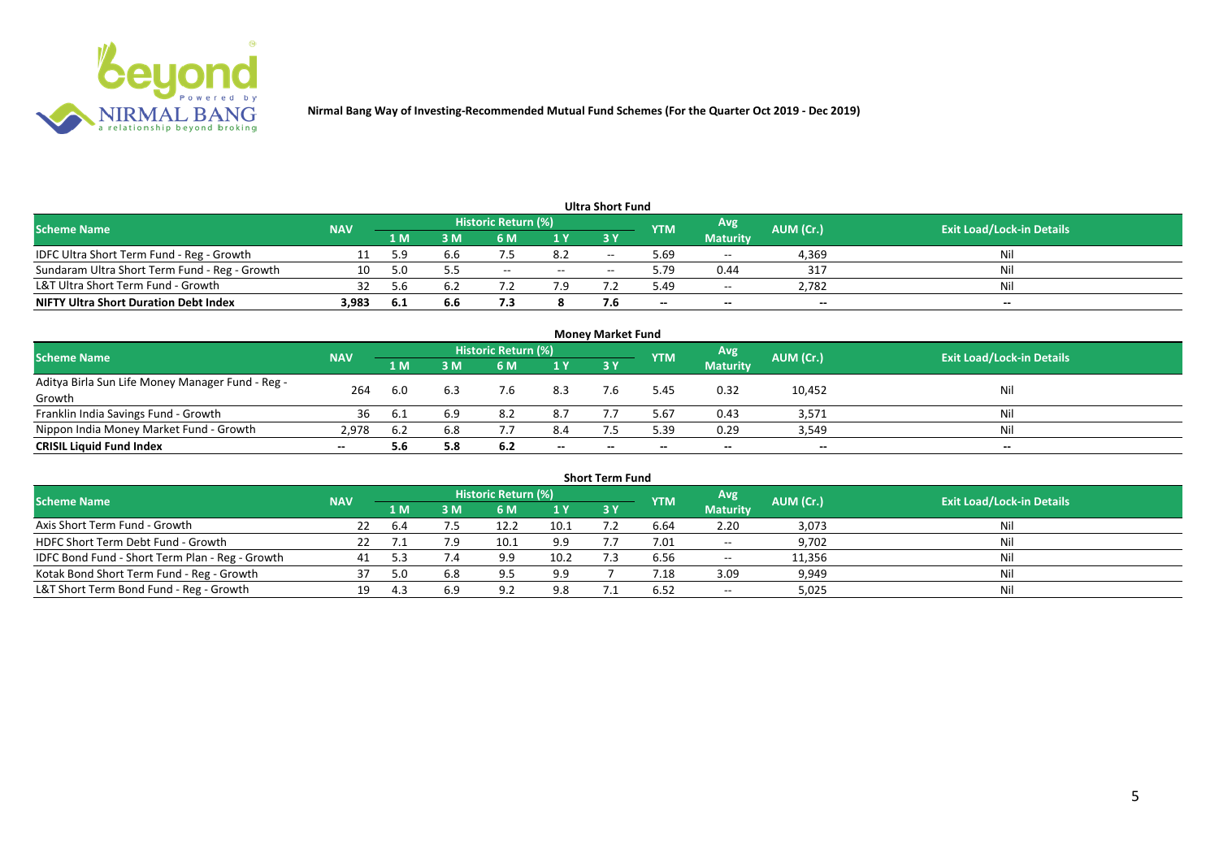Nirmal Bang Way of Investing-Recommended Mutual Fund Schemes (For the Quarter Oct 2019 - Dec 2019)

### Ultra Short Fund

| Scheme Name | NAV | Historic Return (%) | | | | | YTM | Avg Maturity | AUM (Cr.) | Exit Load/Lock-in Details |
|---|---|---|---|---|---|---|---|---|---|---|
| | | 1 M | 3 M | 6 M | 1 Y | 3 Y | | | | |
| IDFC Ultra Short Term Fund - Reg - Growth | 11 | 5.9 | 6.6 | 7.5 | 8.2 | -- | 5.69 | -- | 4,369 | Nil |
| Sundaram Ultra Short Term Fund - Reg - Growth | 10 | 5.0 | 5.5 | -- | -- | -- | 5.79 | 0.44 | 317 | Nil |
| L&T Ultra Short Term Fund - Growth | 32 | 5.6 | 6.2 | 7.2 | 7.9 | 7.2 | 5.49 | -- | 2,782 | Nil |
| **NIFTY Ultra Short Duration Debt Index** | **3,983** | **6.1** | **6.6** | **7.3** | **8** | **7.6** | **--** | **--** | **--** | **--** |

### Money Market Fund

| Scheme Name | NAV | Historic Return (%) | | | | | YTM | Avg Maturity | AUM (Cr.) | Exit Load/Lock-in Details |
|---|---|---|---|---|---|---|---|---|---|---|
| | | 1 M | 3 M | 6 M | 1 Y | 3 Y | | | | |
| Aditya Birla Sun Life Money Manager Fund - Reg - Growth | 264 | 6.0 | 6.3 | 7.6 | 8.3 | 7.6 | 5.45 | 0.32 | 10,452 | Nil |
| Franklin India Savings Fund - Growth | 36 | 6.1 | 6.9 | 8.2 | 8.7 | 7.7 | 5.67 | 0.43 | 3,571 | Nil |
| Nippon India Money Market Fund - Growth | 2,978 | 6.2 | 6.8 | 7.7 | 8.4 | 7.5 | 5.39 | 0.29 | 3,549 | Nil |
| **CRISIL Liquid Fund Index** | **--** | **5.6** | **5.8** | **6.2** | **--** | **--** | **--** | **--** | **--** | **--** |

### Short Term Fund

| Scheme Name | NAV | Historic Return (%) | | | | | YTM | Avg Maturity | AUM (Cr.) | Exit Load/Lock-in Details |
|---|---|---|---|---|---|---|---|---|---|---|
| | | 1 M | 3 M | 6 M | 1 Y | 3 Y | | | | |
| Axis Short Term Fund - Growth | 22 | 6.4 | 7.5 | 12.2 | 10.1 | 7.2 | 6.64 | 2.20 | 3,073 | Nil |
| HDFC Short Term Debt Fund - Growth | 22 | 7.1 | 7.9 | 10.1 | 9.9 | 7.7 | 7.01 | -- | 9,702 | Nil |
| IDFC Bond Fund - Short Term Plan - Reg - Growth | 41 | 5.3 | 7.4 | 9.9 | 10.2 | 7.3 | 6.56 | -- | 11,356 | Nil |
| Kotak Bond Short Term Fund - Reg - Growth | 37 | 5.0 | 6.8 | 9.5 | 9.9 | 7 | 7.18 | 3.09 | 9,949 | Nil |
| L&T Short Term Bond Fund - Reg - Growth | 19 | 4.3 | 6.9 | 9.2 | 9.8 | 7.1 | 6.52 | -- | 5,025 | Nil |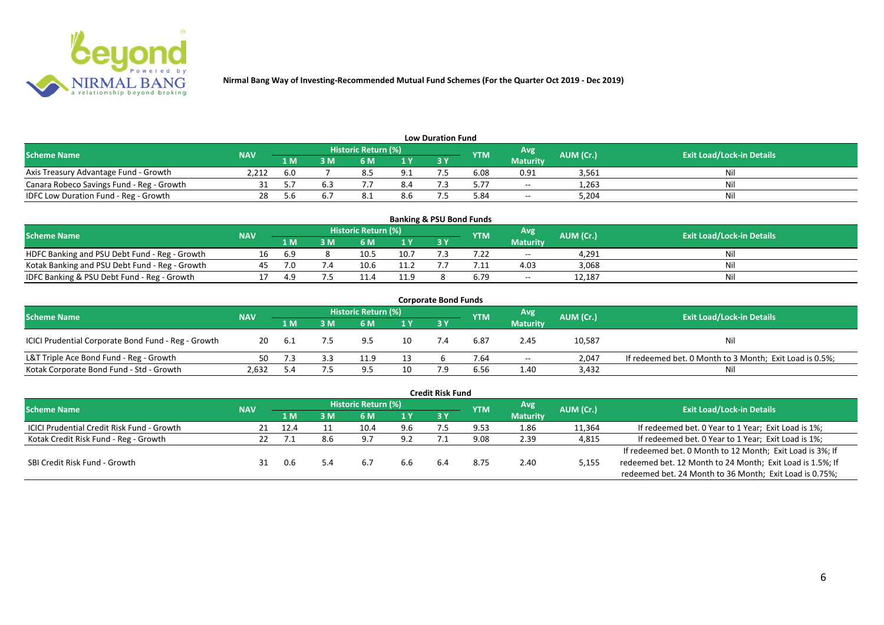**Nirmal Bang Way of Investing-Recommended Mutual Fund Schemes (For the Quarter Oct 2019 - Dec 2019)**

## Low Duration Fund

| Scheme Name | NAV | Historic Return (%) | | | | | YTM | Avg Maturity | AUM (Cr.) | Exit Load/Lock-in Details |
|---|---|---|---|---|---|---|---|---|---|---|
| | | 1 M | 3 M | 6 M | 1 Y | 3 Y | | | | |
| Axis Treasury Advantage Fund - Growth | 2,212 | 6.0 | 7 | 8.5 | 9.1 | 7.5 | 6.08 | 0.91 | 3,561 | Nil |
| Canara Robeco Savings Fund - Reg - Growth | 31 | 5.7 | 6.3 | 7.7 | 8.4 | 7.3 | 5.77 | -- | 1,263 | Nil |
| IDFC Low Duration Fund - Reg - Growth | 28 | 5.6 | 6.7 | 8.1 | 8.6 | 7.5 | 5.84 | -- | 5,204 | Nil |

## Banking & PSU Bond Funds

| Scheme Name | NAV | Historic Return (%) | | | | | YTM | Avg Maturity | AUM (Cr.) | Exit Load/Lock-in Details |
|---|---|---|---|---|---|---|---|---|---|---|
| | | 1 M | 3 M | 6 M | 1 Y | 3 Y | | | | |
| HDFC Banking and PSU Debt Fund - Reg - Growth | 16 | 6.9 | 8 | 10.5 | 10.7 | 7.3 | 7.22 | -- | 4,291 | Nil |
| Kotak Banking and PSU Debt Fund - Reg - Growth | 45 | 7.0 | 7.4 | 10.6 | 11.2 | 7.7 | 7.11 | 4.03 | 3,068 | Nil |
| IDFC Banking & PSU Debt Fund - Reg - Growth | 17 | 4.9 | 7.5 | 11.4 | 11.9 | 8 | 6.79 | -- | 12,187 | Nil |

## Corporate Bond Funds

| Scheme Name | NAV | Historic Return (%) | | | | | YTM | Avg Maturity | AUM (Cr.) | Exit Load/Lock-in Details |
|---|---|---|---|---|---|---|---|---|---|---|
| | | 1 M | 3 M | 6 M | 1 Y | 3 Y | | | | |
| ICICI Prudential Corporate Bond Fund - Reg - Growth | 20 | 6.1 | 7.5 | 9.5 | 10 | 7.4 | 6.87 | 2.45 | 10,587 | Nil |
| L&T Triple Ace Bond Fund - Reg - Growth | 50 | 7.3 | 3.3 | 11.9 | 13 | 6 | 7.64 | -- | 2,047 | If redeemed bet. 0 Month to 3 Month; Exit Load is 0.5%; |
| Kotak Corporate Bond Fund - Std - Growth | 2,632 | 5.4 | 7.5 | 9.5 | 10 | 7.9 | 6.56 | 1.40 | 3,432 | Nil |

## Credit Risk Fund

| Scheme Name | NAV | Historic Return (%) | | | | | YTM | Avg Maturity | AUM (Cr.) | Exit Load/Lock-in Details |
|---|---|---|---|---|---|---|---|---|---|---|
| | | 1 M | 3 M | 6 M | 1 Y | 3 Y | | | | |
| ICICI Prudential Credit Risk Fund - Growth | 21 | 12.4 | 11 | 10.4 | 9.6 | 7.5 | 9.53 | 1.86 | 11,364 | If redeemed bet. 0 Year to 1 Year; Exit Load is 1%; |
| Kotak Credit Risk Fund - Reg - Growth | 22 | 7.1 | 8.6 | 9.7 | 9.2 | 7.1 | 9.08 | 2.39 | 4,815 | If redeemed bet. 0 Year to 1 Year; Exit Load is 1%; |
| SBI Credit Risk Fund - Growth | 31 | 0.6 | 5.4 | 6.7 | 6.6 | 6.4 | 8.75 | 2.40 | 5,155 | If redeemed bet. 0 Month to 12 Month; Exit Load is 3%; If redeemed bet. 12 Month to 24 Month; Exit Load is 1.5%; If redeemed bet. 24 Month to 36 Month; Exit Load is 0.75%; |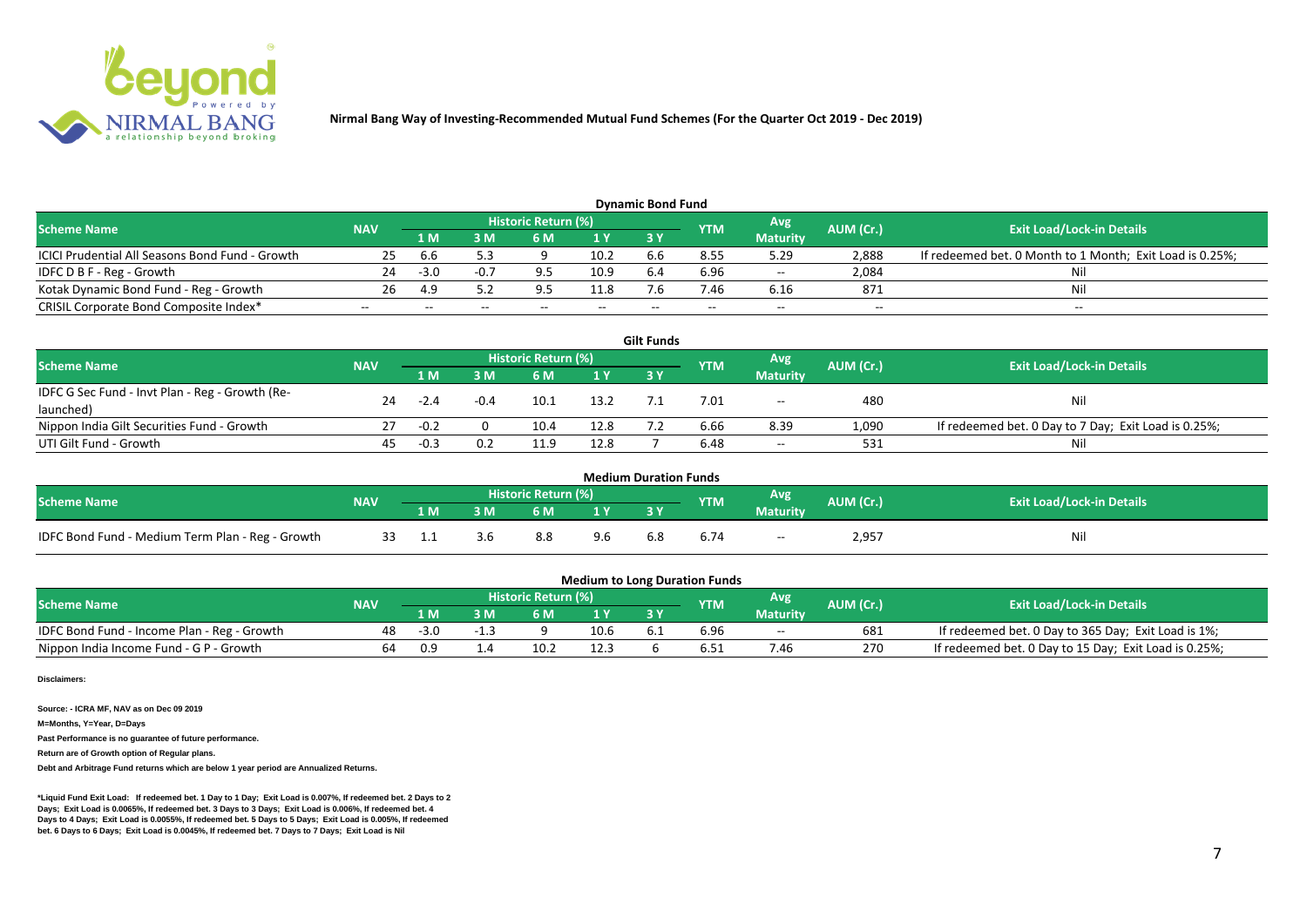## Nirmal Bang Way of Investing-Recommended Mutual Fund Schemes (For the Quarter Oct 2019 - Dec 2019)

### Dynamic Bond Fund

| Scheme Name | NAV | Historic Return (%) | | | | | YTM | Avg Maturity | AUM (Cr.) | Exit Load/Lock-in Details |
|---|---|---|---|---|---|---|---|---|---|---|
| | | 1 M | 3 M | 6 M | 1 Y | 3 Y | | | | |
| ICICI Prudential All Seasons Bond Fund - Growth | 25 | 6.6 | 5.3 | 9 | 10.2 | 6.6 | 8.55 | 5.29 | 2,888 | If redeemed bet. 0 Month to 1 Month; Exit Load is 0.25%; |
| IDFC D B F - Reg - Growth | 24 | -3.0 | -0.7 | 9.5 | 10.9 | 6.4 | 6.96 | -- | 2,084 | Nil |
| Kotak Dynamic Bond Fund - Reg - Growth | 26 | 4.9 | 5.2 | 9.5 | 11.8 | 7.6 | 7.46 | 6.16 | 871 | Nil |
| CRISIL Corporate Bond Composite Index* | -- | -- | -- | -- | -- | -- | -- | -- | -- | -- |

### Gilt Funds

| Scheme Name | NAV | Historic Return (%) | | | | | YTM | Avg Maturity | AUM (Cr.) | Exit Load/Lock-in Details |
|---|---|---|---|---|---|---|---|---|---|---|
| | | 1 M | 3 M | 6 M | 1 Y | 3 Y | | | | |
| IDFC G Sec Fund - Invt Plan - Reg - Growth (Re-launched) | 24 | -2.4 | -0.4 | 10.1 | 13.2 | 7.1 | 7.01 | -- | 480 | Nil |
| Nippon India Gilt Securities Fund - Growth | 27 | -0.2 | 0 | 10.4 | 12.8 | 7.2 | 6.66 | 8.39 | 1,090 | If redeemed bet. 0 Day to 7 Day; Exit Load is 0.25%; |
| UTI Gilt Fund - Growth | 45 | -0.3 | 0.2 | 11.9 | 12.8 | 7 | 6.48 | -- | 531 | Nil |

### Medium Duration Funds

| Scheme Name | NAV | Historic Return (%) | | | | | YTM | Avg Maturity | AUM (Cr.) | Exit Load/Lock-in Details |
|---|---|---|---|---|---|---|---|---|---|---|
| | | 1 M | 3 M | 6 M | 1 Y | 3 Y | | | | |
| IDFC Bond Fund - Medium Term Plan - Reg - Growth | 33 | 1.1 | 3.6 | 8.8 | 9.6 | 6.8 | 6.74 | -- | 2,957 | Nil |

### Medium to Long Duration Funds

| Scheme Name | NAV | Historic Return (%) | | | | | YTM | Avg Maturity | AUM (Cr.) | Exit Load/Lock-in Details |
|---|---|---|---|---|---|---|---|---|---|---|
| | | 1 M | 3 M | 6 M | 1 Y | 3 Y | | | | |
| IDFC Bond Fund - Income Plan - Reg - Growth | 48 | -3.0 | -1.3 | 9 | 10.6 | 6.1 | 6.96 | -- | 681 | If redeemed bet. 0 Day to 365 Day; Exit Load is 1%; |
| Nippon India Income Fund - G P - Growth | 64 | 0.9 | 1.4 | 10.2 | 12.3 | 6 | 6.51 | 7.46 | 270 | If redeemed bet. 0 Day to 15 Day; Exit Load is 0.25%; |

**Disclaimers:**

**Source: - ICRA MF, NAV as on Dec 09 2019**

**M=Months, Y=Year, D=Days**

**Past Performance is no guarantee of future performance.**

**Return are of Growth option of Regular plans.**

**Debt and Arbitrage Fund returns which are below 1 year period are Annualized Returns.**

**\*Liquid Fund Exit Load: If redeemed bet. 1 Day to 1 Day; Exit Load is 0.007%, If redeemed bet. 2 Days to 2 Days; Exit Load is 0.0065%, If redeemed bet. 3 Days to 3 Days; Exit Load is 0.006%, If redeemed bet. 4 Days to 4 Days; Exit Load is 0.0055%, If redeemed bet. 5 Days to 5 Days; Exit Load is 0.005%, If redeemed bet. 6 Days to 6 Days; Exit Load is 0.0045%, If redeemed bet. 7 Days to 7 Days; Exit Load is Nil**